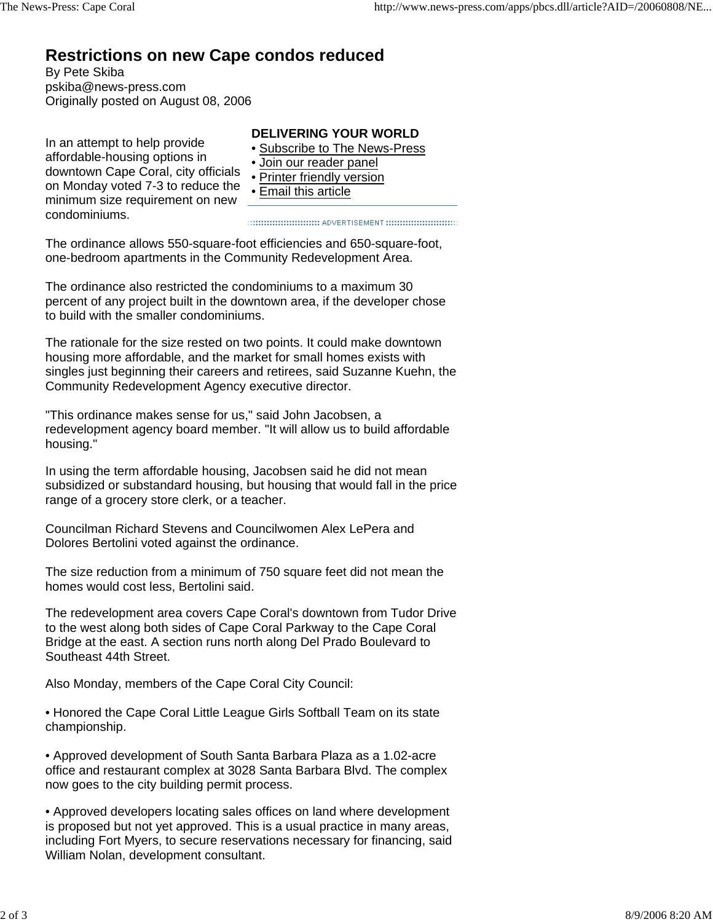# Restrictions on new Cape condos reduced

By Pete Skiba
pskiba@news-press.com
Originally posted on August 08, 2006

**DELIVERING YOUR WORLD**
- Subscribe to The News-Press
- Join our reader panel
- Printer friendly version
- Email this article

In an attempt to help provide affordable-housing options in downtown Cape Coral, city officials on Monday voted 7-3 to reduce the minimum size requirement on new condominiums.

The ordinance allows 550-square-foot efficiencies and 650-square-foot, one-bedroom apartments in the Community Redevelopment Area.

The ordinance also restricted the condominiums to a maximum 30 percent of any project built in the downtown area, if the developer chose to build with the smaller condominiums.

The rationale for the size rested on two points. It could make downtown housing more affordable, and the market for small homes exists with singles just beginning their careers and retirees, said Suzanne Kuehn, the Community Redevelopment Agency executive director.

"This ordinance makes sense for us," said John Jacobsen, a redevelopment agency board member. "It will allow us to build affordable housing."

In using the term affordable housing, Jacobsen said he did not mean subsidized or substandard housing, but housing that would fall in the price range of a grocery store clerk, or a teacher.

Councilman Richard Stevens and Councilwomen Alex LePera and Dolores Bertolini voted against the ordinance.

The size reduction from a minimum of 750 square feet did not mean the homes would cost less, Bertolini said.

The redevelopment area covers Cape Coral's downtown from Tudor Drive to the west along both sides of Cape Coral Parkway to the Cape Coral Bridge at the east. A section runs north along Del Prado Boulevard to Southeast 44th Street.

Also Monday, members of the Cape Coral City Council:

- Honored the Cape Coral Little League Girls Softball Team on its state championship.

- Approved development of South Santa Barbara Plaza as a 1.02-acre office and restaurant complex at 3028 Santa Barbara Blvd. The complex now goes to the city building permit process.

- Approved developers locating sales offices on land where development is proposed but not yet approved. This is a usual practice in many areas, including Fort Myers, to secure reservations necessary for financing, said William Nolan, development consultant.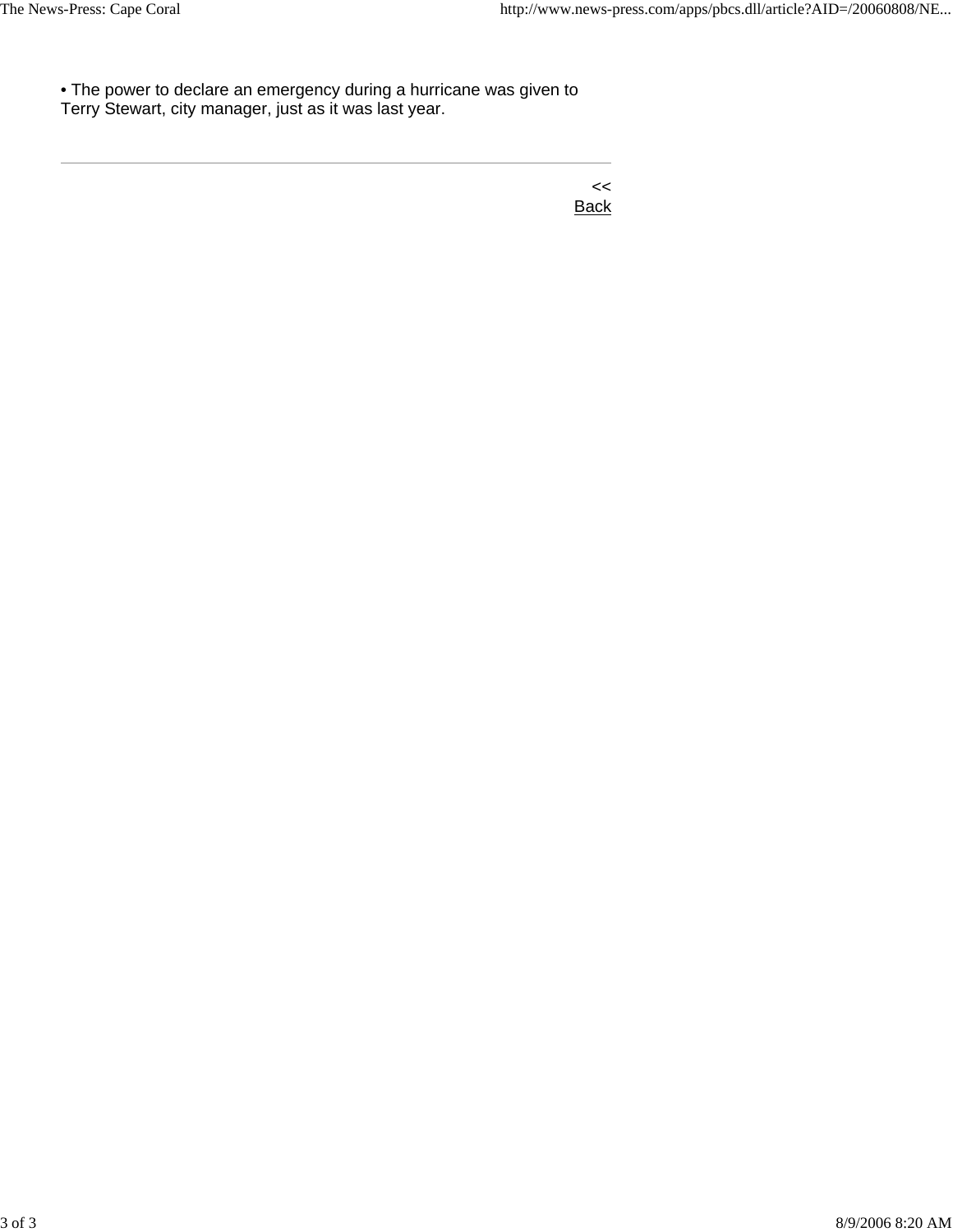• The power to declare an emergency during a hurricane was given to Terry Stewart, city manager, just as it was last year.

---

<< Back